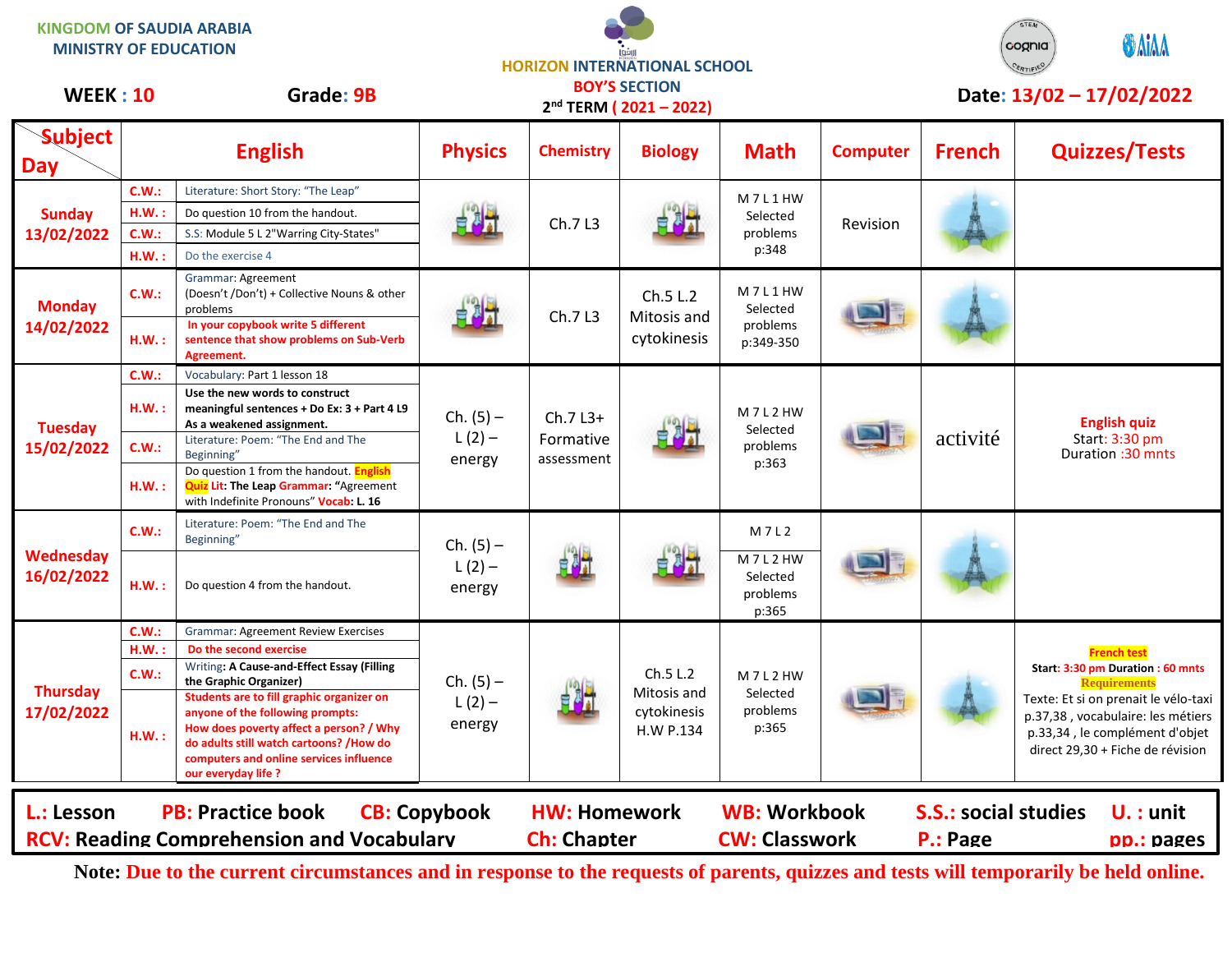KINGDOM OF SAUDIA ARABIA
MINISTRY OF EDUCATION

HORIZON INTERNATIONAL SCHOOL
BOY'S SECTION
2nd TERM ( 2021 – 2022)

**WEEK : 10** **Grade: 9B** **Date: 13/02 – 17/02/2022**

| Subject / Day | English | | Physics | Chemistry | Biology | Math | Computer | French | Quizzes/Tests |
|---|---|---|---|---|---|---|---|---|---|
| Sunday 13/02/2022 | C.W.: | Literature: Short Story: "The Leap" | | Ch.7 L3 | | M 7 L 1 HW Selected problems p:348 | Revision | | |
| | H.W. : | Do question 10 from the handout. | | | | | | | |
| | C.W.: | S.S: Module 5 L 2"Warring City-States" | | | | | | | |
| | H.W. : | Do the exercise 4 | | | | | | | |
| Monday 14/02/2022 | C.W.: | Grammar: Agreement (Doesn't /Don't) + Collective Nouns & other problems | | Ch.7 L3 | Ch.5 L.2 Mitosis and cytokinesis | M 7 L 1 HW Selected problems p:349-350 | | | |
| | H.W. : | **In your copybook write 5 different sentence that show problems on Sub-Verb Agreement.** | | | | | | | |
| Tuesday 15/02/2022 | C.W.: | Vocabulary: Part 1 lesson 18 | Ch. (5) – L (2) – energy | Ch.7 L3+ Formative assessment | | M 7 L 2 HW Selected problems p:363 | | activité | **English quiz** Start: 3:30 pm Duration :30 mnts |
| | H.W. : | **Use the new words to construct meaningful sentences + Do Ex: 3 + Part 4 L9 As a weakened assignment.** | | | | | | | |
| | C.W.: | Literature: Poem: "The End and The Beginning" | | | | | | | |
| | H.W. : | Do question 1 from the handout. **English Quiz Lit: The Leap Grammar: "Agreement with Indefinite Pronouns" Vocab: L. 16** | | | | | | | |
| Wednesday 16/02/2022 | C.W.: | Literature: Poem: "The End and The Beginning" | Ch. (5) – L (2) – energy | | | M 7 L 2 | | | |
| | H.W. : | Do question 4 from the handout. | | | | M 7 L 2 HW Selected problems p:365 | | | |
| Thursday 17/02/2022 | C.W.: | Grammar: Agreement Review Exercises | Ch. (5) – L (2) – energy | | Ch.5 L.2 Mitosis and cytokinesis H.W P.134 | M 7 L 2 HW Selected problems p:365 | | | **French test** Start: 3:30 pm Duration : 60 mnts **Requirements** Texte: Et si on prenait le vélo-taxi p.37,38 , vocabulaire: les métiers p.33,34 , le complément d'objet direct 29,30 + Fiche de révision |
| | H.W. : | **Do the second exercise** | | | | | | | |
| | C.W.: | Writing: **A Cause-and-Effect Essay (Filling the Graphic Organizer)** | | | | | | | |
| | H.W. : | **Students are to fill graphic organizer on anyone of the following prompts: How does poverty affect a person? / Why do adults still watch cartoons? /How do computers and online services influence our everyday life ?** | | | | | | | |

**L.:** Lesson **PB:** Practice book **CB:** Copybook **HW:** Homework **WB:** Workbook **S.S.:** social studies **U. :** unit
**RCV:** Reading Comprehension and Vocabulary **Ch:** Chapter **CW:** Classwork **P.:** Page **pp.:** pages

**Note:** Due to the current circumstances and in response to the requests of parents, quizzes and tests will temporarily be held online.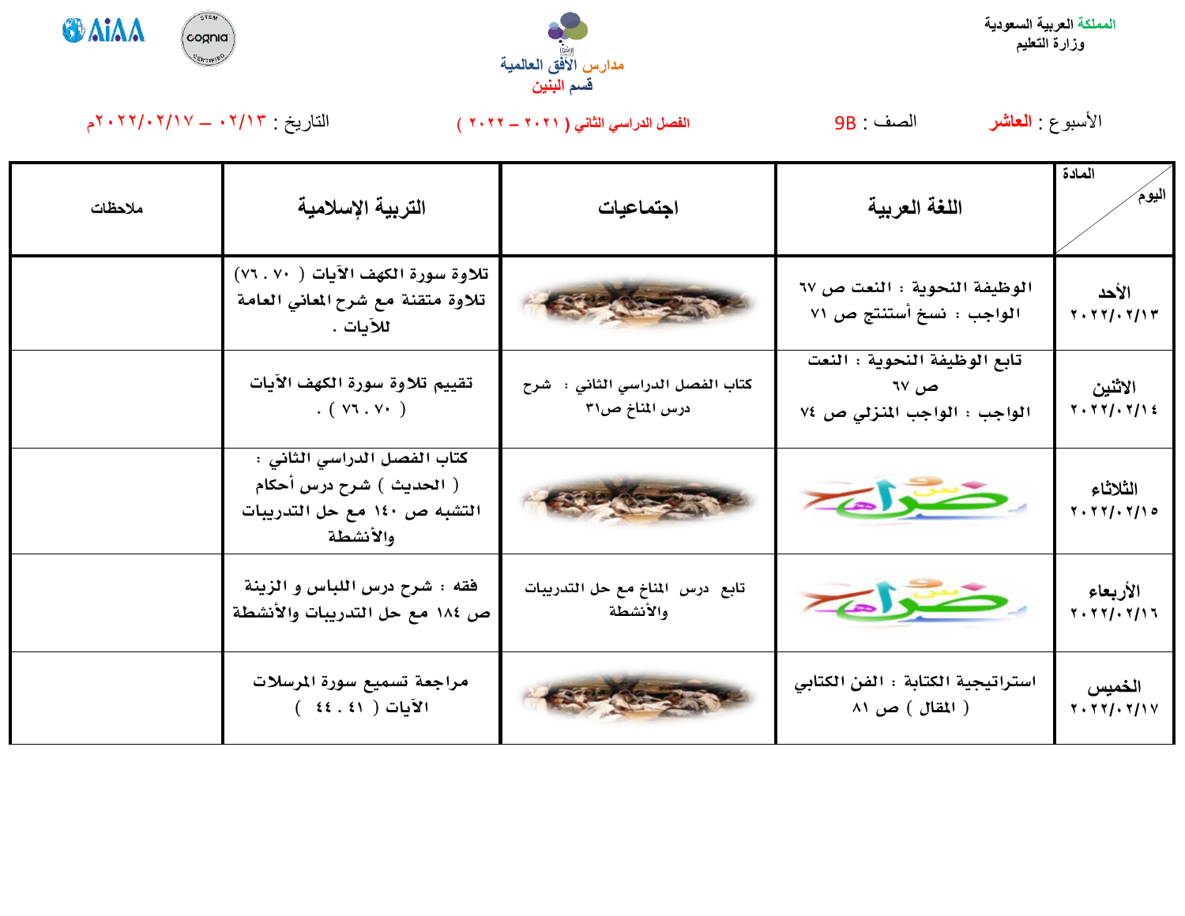المملكة العربية السعودية
وزارة التعليم

مدارس الأفق العالمية
قسم البنين

الأسبوع : العاشر　　الصف : 9B　　الفصل الدراسي الثاني ( ٢٠٢١ – ٢٠٢٢ )　　التاريخ : ٠٢/١٣ – ٢٠٢٢/٠٢/١٧م

| المادة / اليوم | اللغة العربية | اجتماعيات | التربية الإسلامية | ملاحظات |
|---|---|---|---|---|
| الأحد ٢٠٢٢/٠٢/١٣ | الوظيفة النحوية : النعت ص ٦٧ الواجب : نسخ أستنتج ص ٧١ | | تلاوة سورة الكهف الآيات ( ٧٠ . ٧٦) تلاوة متقنة مع شرح المعاني العامة للآيات . | |
| الاثنين ٢٠٢٢/٠٢/١٤ | تابع الوظيفة النحوية : النعت ص ٦٧ الواجب : الواجب المنزلي ص ٧٤ | كتاب الفصل الدراسي الثاني : شرح درس المناخ ص٣١ | تقييم تلاوة سورة الكهف الآيات ( ٧٠ . ٧٦ ) . | |
| الثلاثاء ٢٠٢٢/٠٢/١٥ | | | كتاب الفصل الدراسي الثاني : ( الحديث ) شرح درس أحكام التشبه ص ١٤٠ مع حل التدريبات والأنشطة | |
| الأربعاء ٢٠٢٢/٠٢/١٦ | | تابع درس المناخ مع حل التدريبات والأنشطة | فقه : شرح درس اللباس و الزينة ص ١٨٤ مع حل التدريبات والأنشطة | |
| الخميس ٢٠٢٢/٠٢/١٧ | استراتيجية الكتابة : الفن الكتابي ( المقال ) ص ٨١ | | مراجعة تسميع سورة المرسلات الآيات ( ٤١ . ٤٤ ) | |